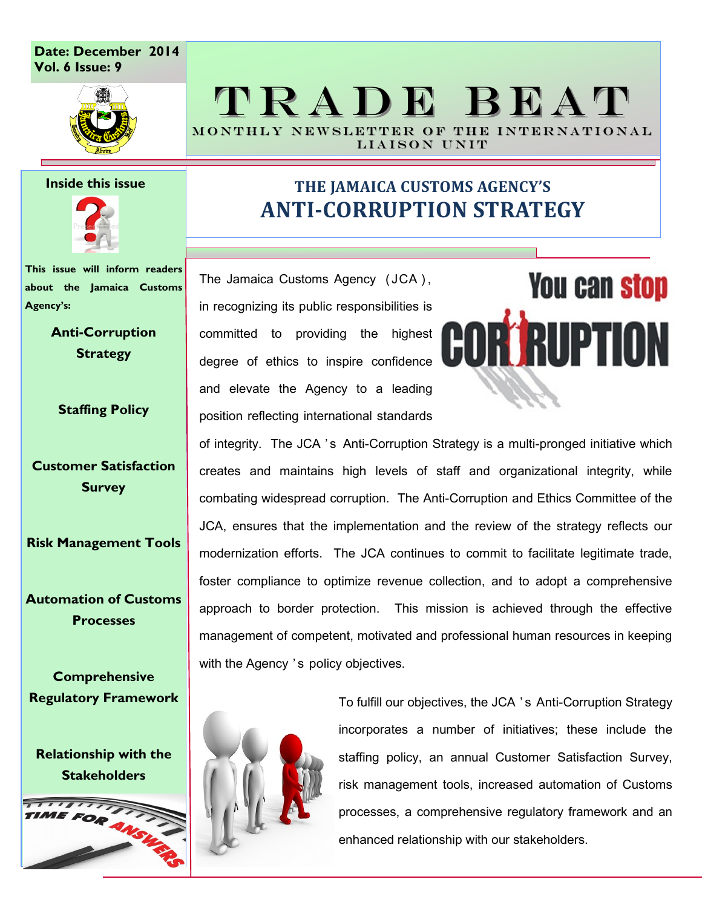Date: December 2014
Vol. 6 Issue: 9

# TRADE BEAT

MONTHLY NEWSLETTER OF THE INTERNATIONAL LIAISON UNIT

**Inside this issue**

**This issue will inform readers about the Jamaica Customs Agency's:**

- **Anti-Corruption Strategy**
- **Staffing Policy**
- **Customer Satisfaction Survey**
- **Risk Management Tools**
- **Automation of Customs Processes**
- **Comprehensive Regulatory Framework**
- **Relationship with the Stakeholders**

## THE JAMAICA CUSTOMS AGENCY'S ANTI-CORRUPTION STRATEGY

The Jamaica Customs Agency (JCA), in recognizing its public responsibilities is committed to providing the highest degree of ethics to inspire confidence and elevate the Agency to a leading position reflecting international standards of integrity. The JCA's Anti-Corruption Strategy is a multi-pronged initiative which creates and maintains high levels of staff and organizational integrity, while combating widespread corruption. The Anti-Corruption and Ethics Committee of the JCA, ensures that the implementation and the review of the strategy reflects our modernization efforts. The JCA continues to commit to facilitate legitimate trade, foster compliance to optimize revenue collection, and to adopt a comprehensive approach to border protection. This mission is achieved through the effective management of competent, motivated and professional human resources in keeping with the Agency's policy objectives.

To fulfill our objectives, the JCA's Anti-Corruption Strategy incorporates a number of initiatives; these include the staffing policy, an annual Customer Satisfaction Survey, risk management tools, increased automation of Customs processes, a comprehensive regulatory framework and an enhanced relationship with our stakeholders.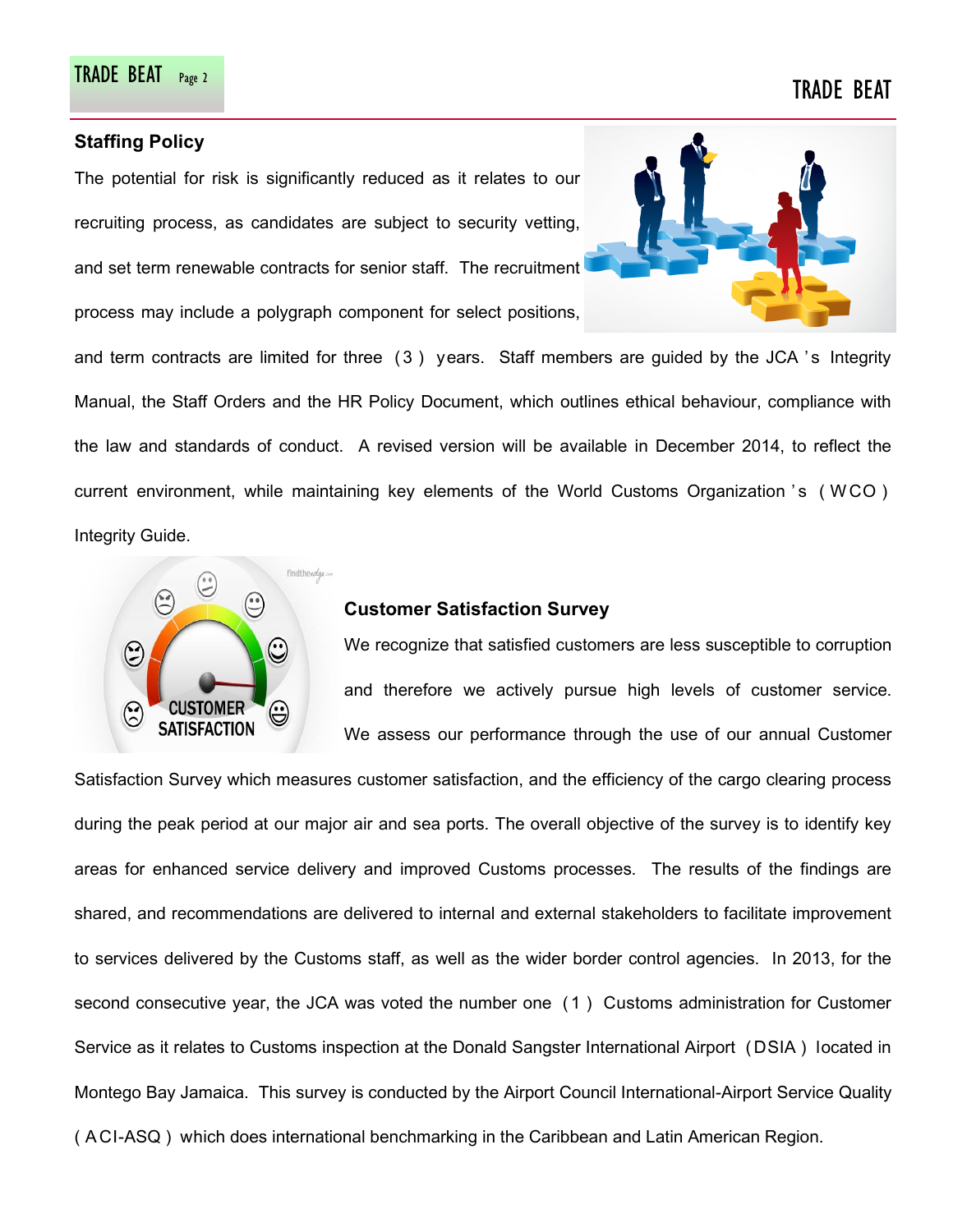## Staffing Policy

The potential for risk is significantly reduced as it relates to our recruiting process, as candidates are subject to security vetting, and set term renewable contracts for senior staff. The recruitment process may include a polygraph component for select positions, and term contracts are limited for three (3) years. Staff members are guided by the JCA's Integrity Manual, the Staff Orders and the HR Policy Document, which outlines ethical behaviour, compliance with the law and standards of conduct. A revised version will be available in December 2014, to reflect the current environment, while maintaining key elements of the World Customs Organization's (WCO) Integrity Guide.

## Customer Satisfaction Survey

We recognize that satisfied customers are less susceptible to corruption and therefore we actively pursue high levels of customer service. We assess our performance through the use of our annual Customer Satisfaction Survey which measures customer satisfaction, and the efficiency of the cargo clearing process during the peak period at our major air and sea ports. The overall objective of the survey is to identify key areas for enhanced service delivery and improved Customs processes. The results of the findings are shared, and recommendations are delivered to internal and external stakeholders to facilitate improvement to services delivered by the Customs staff, as well as the wider border control agencies. In 2013, for the second consecutive year, the JCA was voted the number one (1) Customs administration for Customer Service as it relates to Customs inspection at the Donald Sangster International Airport (DSIA) located in Montego Bay Jamaica. This survey is conducted by the Airport Council International-Airport Service Quality (ACI-ASQ) which does international benchmarking in the Caribbean and Latin American Region.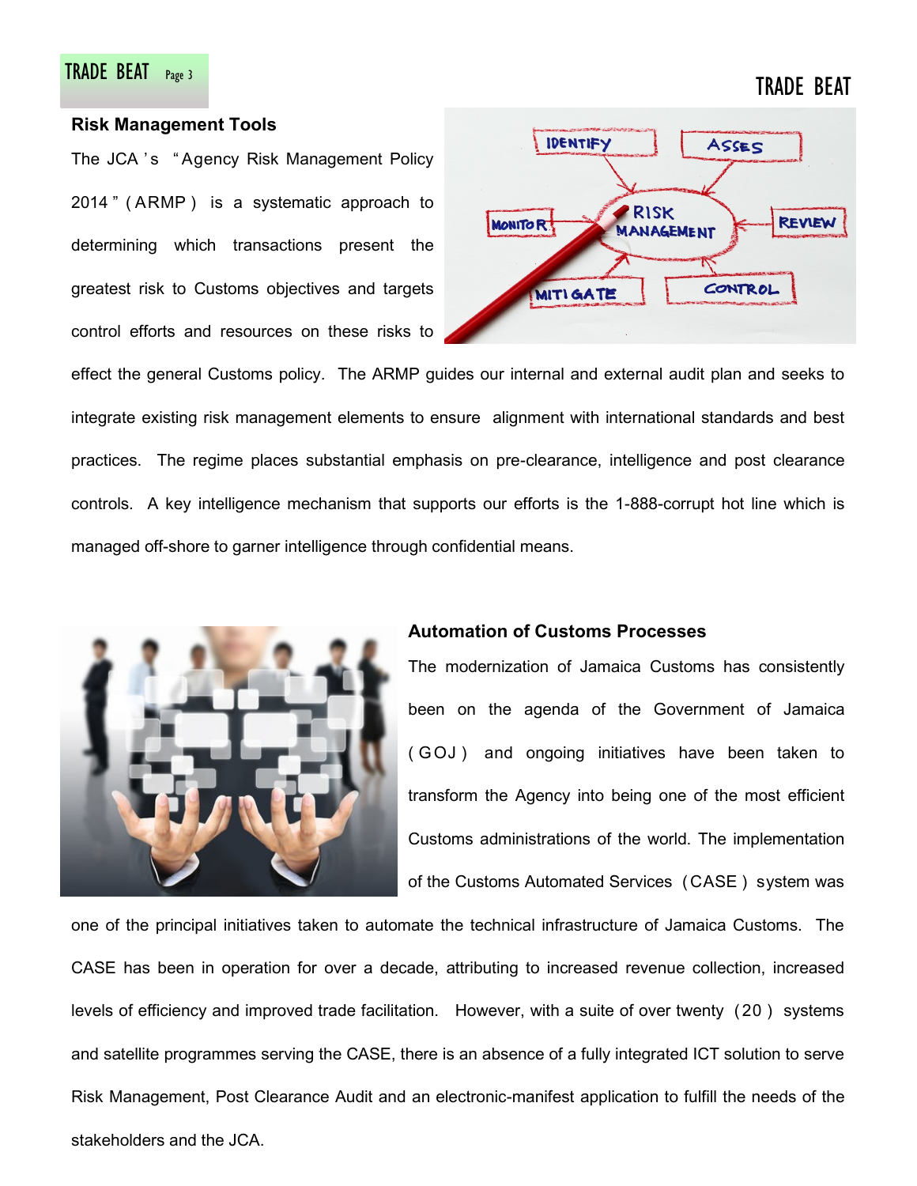## Risk Management Tools

The JCA's "Agency Risk Management Policy 2014" (ARMP) is a systematic approach to determining which transactions present the greatest risk to Customs objectives and targets control efforts and resources on these risks to effect the general Customs policy. The ARMP guides our internal and external audit plan and seeks to integrate existing risk management elements to ensure alignment with international standards and best practices. The regime places substantial emphasis on pre-clearance, intelligence and post clearance controls. A key intelligence mechanism that supports our efforts is the 1-888-corrupt hot line which is managed off-shore to garner intelligence through confidential means.

## Automation of Customs Processes

The modernization of Jamaica Customs has consistently been on the agenda of the Government of Jamaica (GOJ) and ongoing initiatives have been taken to transform the Agency into being one of the most efficient Customs administrations of the world. The implementation of the Customs Automated Services (CASE) system was one of the principal initiatives taken to automate the technical infrastructure of Jamaica Customs. The CASE has been in operation for over a decade, attributing to increased revenue collection, increased levels of efficiency and improved trade facilitation. However, with a suite of over twenty (20) systems and satellite programmes serving the CASE, there is an absence of a fully integrated ICT solution to serve Risk Management, Post Clearance Audit and an electronic-manifest application to fulfill the needs of the stakeholders and the JCA.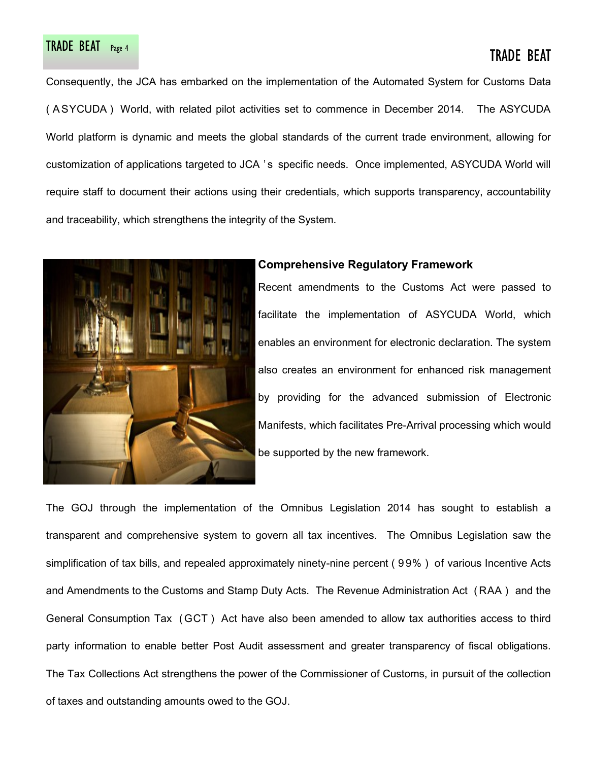Consequently, the JCA has embarked on the implementation of the Automated System for Customs Data (ASYCUDA) World, with related pilot activities set to commence in December 2014. The ASYCUDA World platform is dynamic and meets the global standards of the current trade environment, allowing for customization of applications targeted to JCA's specific needs. Once implemented, ASYCUDA World will require staff to document their actions using their credentials, which supports transparency, accountability and traceability, which strengthens the integrity of the System.

**Comprehensive Regulatory Framework**

Recent amendments to the Customs Act were passed to facilitate the implementation of ASYCUDA World, which enables an environment for electronic declaration. The system also creates an environment for enhanced risk management by providing for the advanced submission of Electronic Manifests, which facilitates Pre-Arrival processing which would be supported by the new framework.

The GOJ through the implementation of the Omnibus Legislation 2014 has sought to establish a transparent and comprehensive system to govern all tax incentives. The Omnibus Legislation saw the simplification of tax bills, and repealed approximately ninety-nine percent (99%) of various Incentive Acts and Amendments to the Customs and Stamp Duty Acts. The Revenue Administration Act (RAA) and the General Consumption Tax (GCT) Act have also been amended to allow tax authorities access to third party information to enable better Post Audit assessment and greater transparency of fiscal obligations. The Tax Collections Act strengthens the power of the Commissioner of Customs, in pursuit of the collection of taxes and outstanding amounts owed to the GOJ.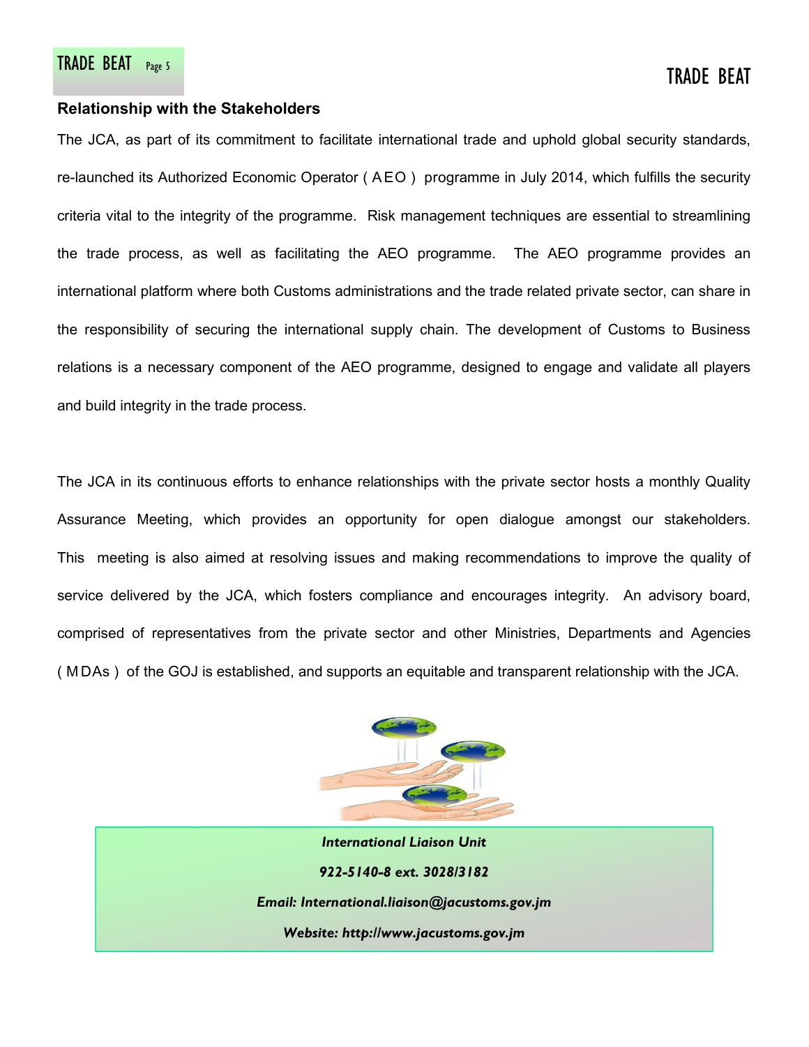### Relationship with the Stakeholders

The JCA, as part of its commitment to facilitate international trade and uphold global security standards, re-launched its Authorized Economic Operator ( AEO ) programme in July 2014, which fulfills the security criteria vital to the integrity of the programme. Risk management techniques are essential to streamlining the trade process, as well as facilitating the AEO programme. The AEO programme provides an international platform where both Customs administrations and the trade related private sector, can share in the responsibility of securing the international supply chain. The development of Customs to Business relations is a necessary component of the AEO programme, designed to engage and validate all players and build integrity in the trade process.

The JCA in its continuous efforts to enhance relationships with the private sector hosts a monthly Quality Assurance Meeting, which provides an opportunity for open dialogue amongst our stakeholders. This meeting is also aimed at resolving issues and making recommendations to improve the quality of service delivered by the JCA, which fosters compliance and encourages integrity. An advisory board, comprised of representatives from the private sector and other Ministries, Departments and Agencies ( MDAs ) of the GOJ is established, and supports an equitable and transparent relationship with the JCA.

*International Liaison Unit*

*922-5140-8 ext. 3028/3182*

*Email: International.liaison@jacustoms.gov.jm*

*Website: http://www.jacustoms.gov.jm*